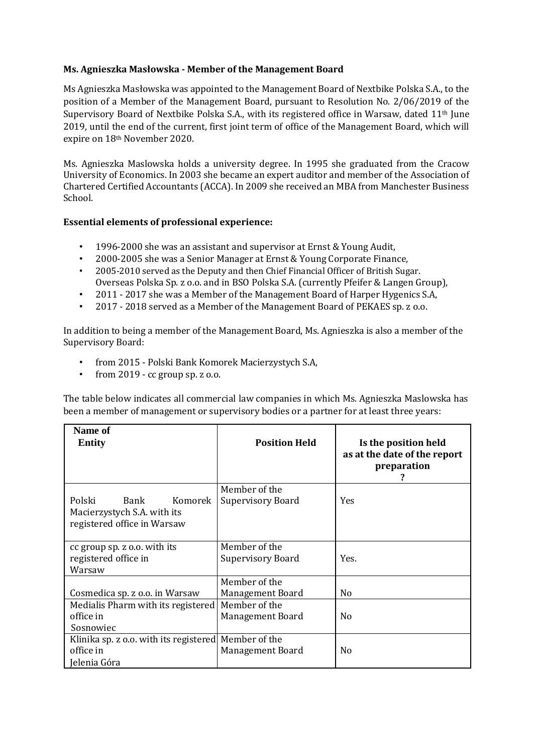**Ms. Agnieszka Masłowska - Member of the Management Board**

Ms Agnieszka Masłowska was appointed to the Management Board of Nextbike Polska S.A., to the position of a Member of the Management Board, pursuant to Resolution No. 2/06/2019 of the Supervisory Board of Nextbike Polska S.A., with its registered office in Warsaw, dated 11th June 2019, until the end of the current, first joint term of office of the Management Board, which will expire on 18th November 2020.

Ms. Agnieszka Maslowska holds a university degree. In 1995 she graduated from the Cracow University of Economics. In 2003 she became an expert auditor and member of the Association of Chartered Certified Accountants (ACCA). In 2009 she received an MBA from Manchester Business School.

**Essential elements of professional experience:**

- 1996-2000 she was an assistant and supervisor at Ernst & Young Audit,
- 2000-2005 she was a Senior Manager at Ernst & Young Corporate Finance,
- 2005-2010 served as the Deputy and then Chief Financial Officer of British Sugar. Overseas Polska Sp. z o.o. and in BSO Polska S.A. (currently Pfeifer & Langen Group),
- 2011 - 2017 she was a Member of the Management Board of Harper Hygenics S.A,
- 2017 - 2018 served as a Member of the Management Board of PEKAES sp. z o.o.

In addition to being a member of the Management Board, Ms. Agnieszka is also a member of the Supervisory Board:

- from 2015 - Polski Bank Komorek Macierzystych S.A,
- from 2019 - cc group sp. z o.o.

The table below indicates all commercial law companies in which Ms. Agnieszka Maslowska has been a member of management or supervisory bodies or a partner for at least three years:

| Name of Entity | Position Held | Is the position held as at the date of the report preparation ? |
|---|---|---|
| Polski Bank Komorek Macierzystych S.A. with its registered office in Warsaw | Member of the Supervisory Board | Yes |
| cc group sp. z o.o. with its registered office in Warsaw | Member of the Supervisory Board | Yes. |
| Cosmedica sp. z o.o. in Warsaw | Member of the Management Board | No |
| Medialis Pharm with its registered office in Sosnowiec | Member of the Management Board | No |
| Klinika sp. z o.o. with its registered office in Jelenia Góra | Member of the Management Board | No |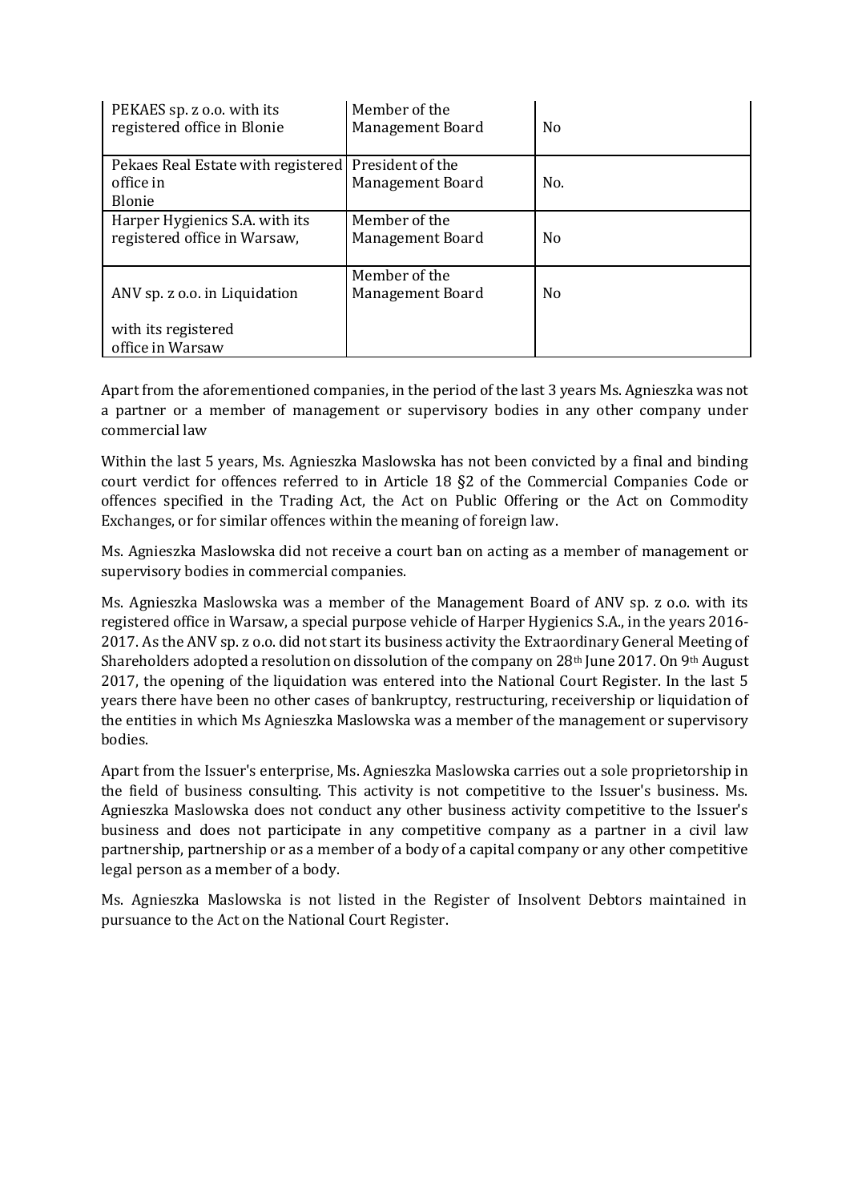| | | |
|---|---|---|
| PEKAES sp. z o.o. with its registered office in Blonie | Member of the Management Board | No |
| Pekaes Real Estate with registered office in Blonie | President of the Management Board | No. |
| Harper Hygienics S.A. with its registered office in Warsaw, | Member of the Management Board | No |
| ANV sp. z o.o. in Liquidation with its registered office in Warsaw | Member of the Management Board | No |

Apart from the aforementioned companies, in the period of the last 3 years Ms. Agnieszka was not a partner or a member of management or supervisory bodies in any other company under commercial law

Within the last 5 years, Ms. Agnieszka Maslowska has not been convicted by a final and binding court verdict for offences referred to in Article 18 §2 of the Commercial Companies Code or offences specified in the Trading Act, the Act on Public Offering or the Act on Commodity Exchanges, or for similar offences within the meaning of foreign law.

Ms. Agnieszka Maslowska did not receive a court ban on acting as a member of management or supervisory bodies in commercial companies.

Ms. Agnieszka Maslowska was a member of the Management Board of ANV sp. z o.o. with its registered office in Warsaw, a special purpose vehicle of Harper Hygienics S.A., in the years 2016-2017. As the ANV sp. z o.o. did not start its business activity the Extraordinary General Meeting of Shareholders adopted a resolution on dissolution of the company on 28th June 2017. On 9th August 2017, the opening of the liquidation was entered into the National Court Register. In the last 5 years there have been no other cases of bankruptcy, restructuring, receivership or liquidation of the entities in which Ms Agnieszka Maslowska was a member of the management or supervisory bodies.

Apart from the Issuer's enterprise, Ms. Agnieszka Maslowska carries out a sole proprietorship in the field of business consulting. This activity is not competitive to the Issuer's business. Ms. Agnieszka Maslowska does not conduct any other business activity competitive to the Issuer's business and does not participate in any competitive company as a partner in a civil law partnership, partnership or as a member of a body of a capital company or any other competitive legal person as a member of a body.

Ms. Agnieszka Maslowska is not listed in the Register of Insolvent Debtors maintained in pursuance to the Act on the National Court Register.